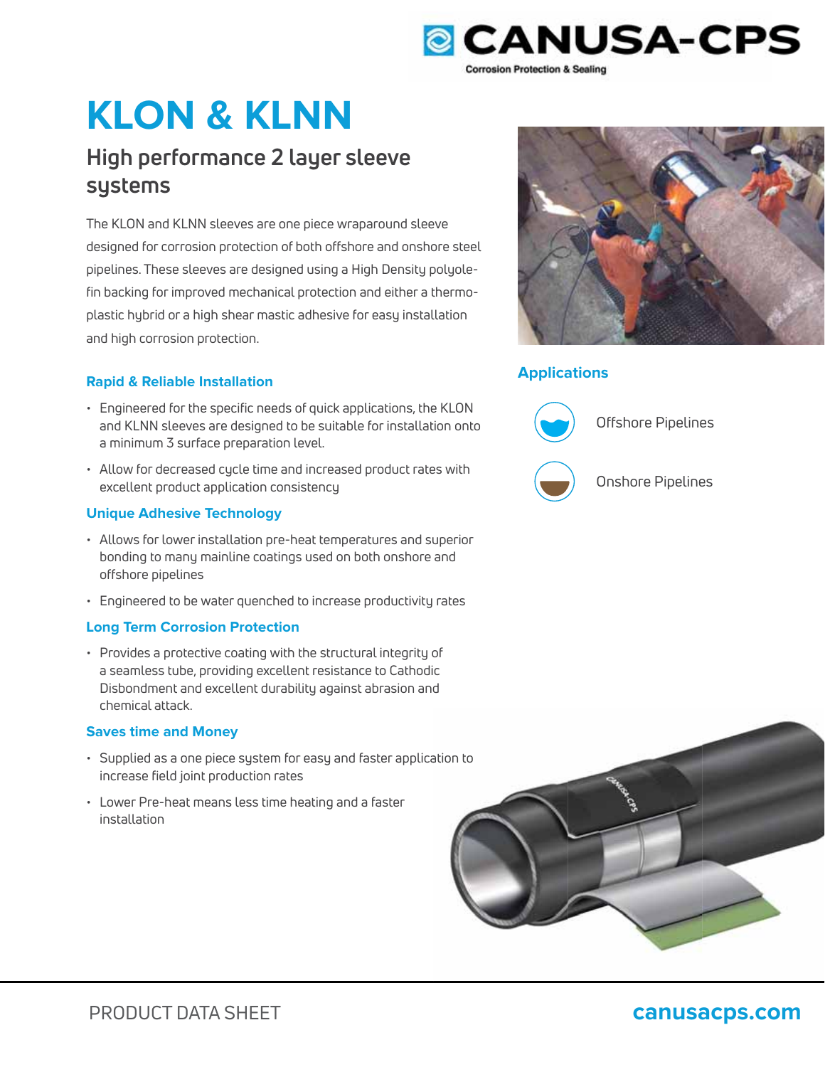# KLON & KLNN

## High performance 2 layer sleeve systems

The KLON and KLNN sleeves are one piece wraparound sleeve designed for corrosion protection of both offshore and onshore steel pipelines. These sleeves are designed using a High Density polyolefin backing for improved mechanical protection and either a thermoplastic hybrid or a high shear mastic adhesive for easy installation and high corrosion protection.

### Rapid & Reliable Installation

- Engineered for the specific needs of quick applications, the KLON and KLNN sleeves are designed to be suitable for installation onto a minimum 3 surface preparation level.
- Allow for decreased cycle time and increased product rates with excellent product application consistency

### Unique Adhesive Technology

- Allows for lower installation pre-heat temperatures and superior bonding to many mainline coatings used on both onshore and offshore pipelines
- Engineered to be water quenched to increase productivity rates

### Long Term Corrosion Protection

- Provides a protective coating with the structural integrity of a seamless tube, providing excellent resistance to Cathodic Disbondment and excellent durability against abrasion and chemical attack.

### Saves time and Money

- Supplied as a one piece system for easy and faster application to increase field joint production rates
- Lower Pre-heat means less time heating and a faster installation

### Applications

- Offshore Pipelines
- Onshore Pipelines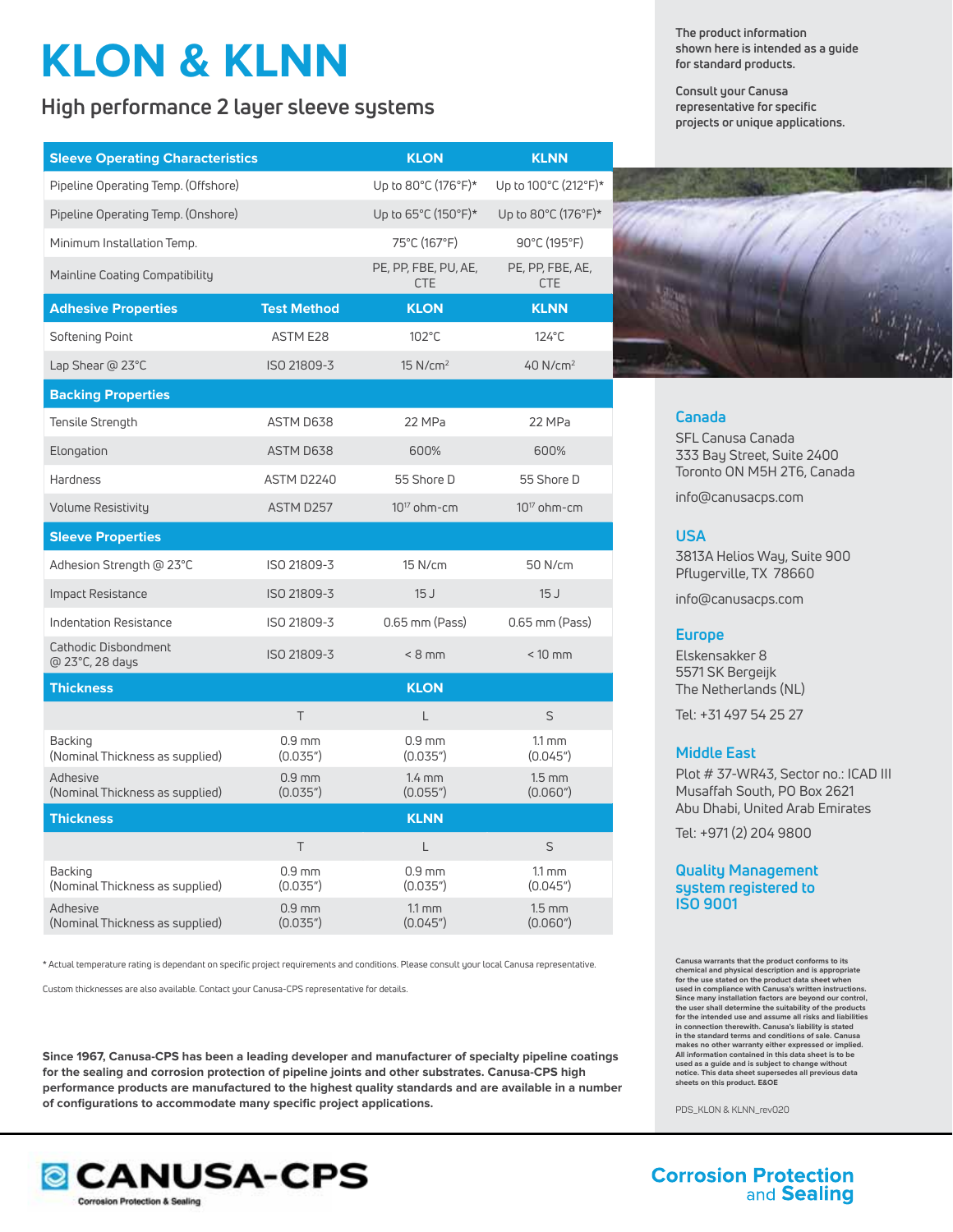# KLON & KLNN

## High performance 2 layer sleeve systems

| Sleeve Operating Characteristics | | KLON | KLNN |
|---|---|---|---|
| Pipeline Operating Temp. (Offshore) | | Up to 80°C (176°F)* | Up to 100°C (212°F)* |
| Pipeline Operating Temp. (Onshore) | | Up to 65°C (150°F)* | Up to 80°C (176°F)* |
| Minimum Installation Temp. | | 75°C (167°F) | 90°C (195°F) |
| Mainline Coating Compatibility | | PE, PP, FBE, PU, AE, CTE | PE, PP, FBE, AE, CTE |
| **Adhesive Properties** | **Test Method** | **KLON** | **KLNN** |
| Softening Point | ASTM E28 | 102°C | 124°C |
| Lap Shear @ 23°C | ISO 21809-3 | 15 N/cm² | 40 N/cm² |
| **Backing Properties** | | | |
| Tensile Strength | ASTM D638 | 22 MPa | 22 MPa |
| Elongation | ASTM D638 | 600% | 600% |
| Hardness | ASTM D2240 | 55 Shore D | 55 Shore D |
| Volume Resistivity | ASTM D257 | $10^{17}$ ohm-cm | $10^{17}$ ohm-cm |
| **Sleeve Properties** | | | |
| Adhesion Strength @ 23°C | ISO 21809-3 | 15 N/cm | 50 N/cm |
| Impact Resistance | ISO 21809-3 | 15 J | 15 J |
| Indentation Resistance | ISO 21809-3 | 0.65 mm (Pass) | 0.65 mm (Pass) |
| Cathodic Disbondment @ 23°C, 28 days | ISO 21809-3 | < 8 mm | < 10 mm |

| Thickness | KLON | | |
|---|---|---|---|
| | T | L | S |
| Backing (Nominal Thickness as supplied) | 0.9 mm (0.035") | 0.9 mm (0.035") | 1.1 mm (0.045") |
| Adhesive (Nominal Thickness as supplied) | 0.9 mm (0.035") | 1.4 mm (0.055") | 1.5 mm (0.060") |

| Thickness | KLNN | | |
|---|---|---|---|
| | T | L | S |
| Backing (Nominal Thickness as supplied) | 0.9 mm (0.035") | 0.9 mm (0.035") | 1.1 mm (0.045") |
| Adhesive (Nominal Thickness as supplied) | 0.9 mm (0.035") | 1.1 mm (0.045") | 1.5 mm (0.060") |

* Actual temperature rating is dependant on specific project requirements and conditions. Please consult your local Canusa representative.

Custom thicknesses are also available. Contact your Canusa-CPS representative for details.

**Since 1967, Canusa-CPS has been a leading developer and manufacturer of specialty pipeline coatings for the sealing and corrosion protection of pipeline joints and other substrates. Canusa-CPS high performance products are manufactured to the highest quality standards and are available in a number of configurations to accommodate many specific project applications.**

**The product information shown here is intended as a guide for standard products.**

**Consult your Canusa representative for specific projects or unique applications.**

### Canada

SFL Canusa Canada
333 Bay Street, Suite 2400
Toronto ON M5H 2T6, Canada

info@canusacps.com

### USA

3813A Helios Way, Suite 900
Pflugerville, TX 78660

info@canusacps.com

### Europe

Elskensakker 8
5571 SK Bergeijk
The Netherlands (NL)

Tel: +31 497 54 25 27

### Middle East

Plot # 37-WR43, Sector no.: ICAD III
Musaffah South, PO Box 2621
Abu Dhabi, United Arab Emirates

Tel: +971 (2) 204 9800

### Quality Management system registered to ISO 9001

**Canusa warrants that the product conforms to its chemical and physical description and is appropriate for the use stated on the product data sheet when used in compliance with Canusa's written instructions. Since many installation factors are beyond our control, the user shall determine the suitability of the products for the intended use and assume all risks and liabilities in connection therewith. Canusa's liability is stated in the standard terms and conditions of sale. Canusa makes no other warranty either expressed or implied. All information contained in this data sheet is to be used as a guide and is subject to change without notice. This data sheet supersedes all previous data sheets on this product. E&OE**

PDS_KLON & KLNN_rev020

CANUSA-CPS
Corrosion Protection & Sealing

**Corrosion Protection and Sealing**